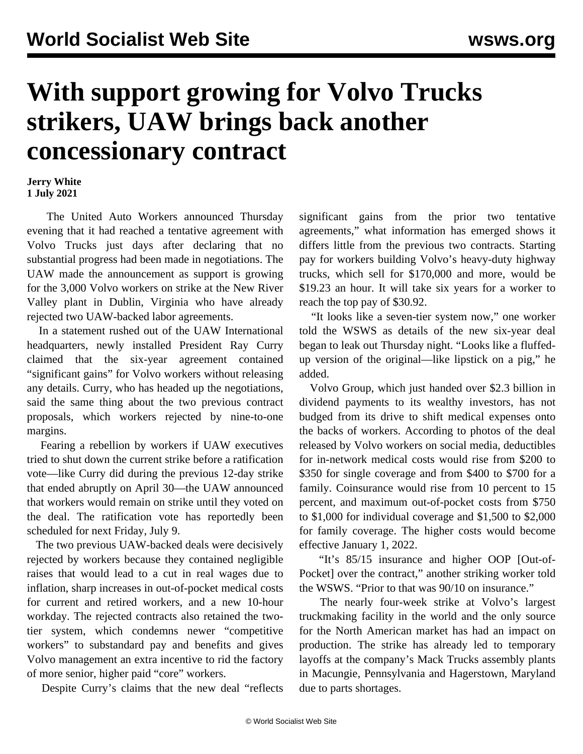# With support growing for Volvo Trucks strikers, UAW brings back another concessionary contract

**Jerry White**
**1 July 2021**

The United Auto Workers announced Thursday evening that it had reached a tentative agreement with Volvo Trucks just days after declaring that no substantial progress had been made in negotiations. The UAW made the announcement as support is growing for the 3,000 Volvo workers on strike at the New River Valley plant in Dublin, Virginia who have already rejected two UAW-backed labor agreements.

In a statement rushed out of the UAW International headquarters, newly installed President Ray Curry claimed that the six-year agreement contained "significant gains" for Volvo workers without releasing any details. Curry, who has headed up the negotiations, said the same thing about the two previous contract proposals, which workers rejected by nine-to-one margins.

Fearing a rebellion by workers if UAW executives tried to shut down the current strike before a ratification vote—like Curry did during the previous 12-day strike that ended abruptly on April 30—the UAW announced that workers would remain on strike until they voted on the deal. The ratification vote has reportedly been scheduled for next Friday, July 9.

The two previous UAW-backed deals were decisively rejected by workers because they contained negligible raises that would lead to a cut in real wages due to inflation, sharp increases in out-of-pocket medical costs for current and retired workers, and a new 10-hour workday. The rejected contracts also retained the two-tier system, which condemns newer "competitive workers" to substandard pay and benefits and gives Volvo management an extra incentive to rid the factory of more senior, higher paid "core" workers.

Despite Curry's claims that the new deal "reflects significant gains from the prior two tentative agreements," what information has emerged shows it differs little from the previous two contracts. Starting pay for workers building Volvo's heavy-duty highway trucks, which sell for $170,000 and more, would be $19.23 an hour. It will take six years for a worker to reach the top pay of $30.92.

"It looks like a seven-tier system now," one worker told the WSWS as details of the new six-year deal began to leak out Thursday night. "Looks like a fluffed-up version of the original—like lipstick on a pig," he added.

Volvo Group, which just handed over $2.3 billion in dividend payments to its wealthy investors, has not budged from its drive to shift medical expenses onto the backs of workers. According to photos of the deal released by Volvo workers on social media, deductibles for in-network medical costs would rise from $200 to $350 for single coverage and from $400 to $700 for a family. Coinsurance would rise from 10 percent to 15 percent, and maximum out-of-pocket costs from $750 to $1,000 for individual coverage and $1,500 to $2,000 for family coverage. The higher costs would become effective January 1, 2022.

"It's 85/15 insurance and higher OOP [Out-of-Pocket] over the contract," another striking worker told the WSWS. "Prior to that was 90/10 on insurance."

The nearly four-week strike at Volvo's largest truckmaking facility in the world and the only source for the North American market has had an impact on production. The strike has already led to temporary layoffs at the company's Mack Trucks assembly plants in Macungie, Pennsylvania and Hagerstown, Maryland due to parts shortages.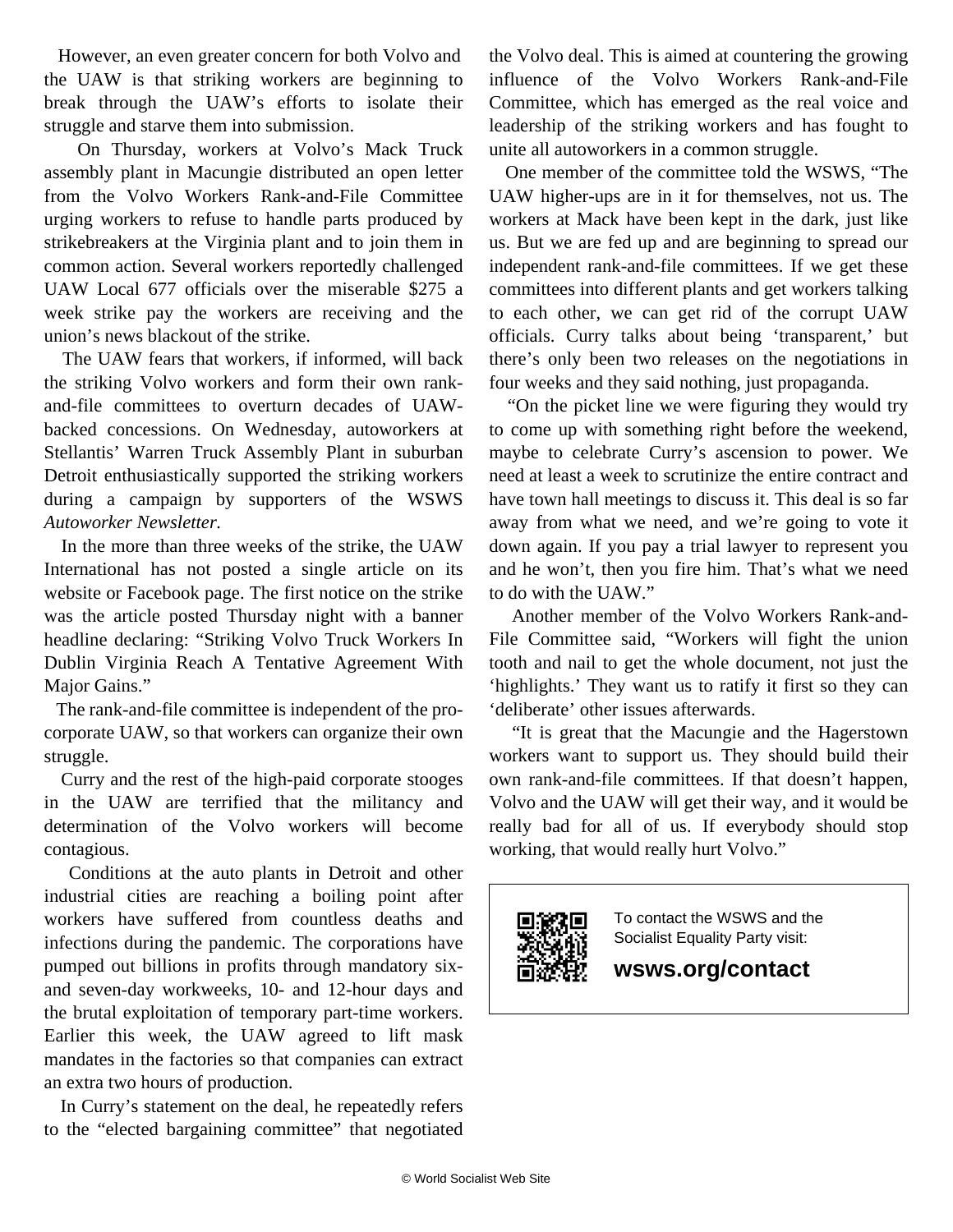However, an even greater concern for both Volvo and the UAW is that striking workers are beginning to break through the UAW's efforts to isolate their struggle and starve them into submission.

On Thursday, workers at Volvo's Mack Truck assembly plant in Macungie distributed an open letter from the Volvo Workers Rank-and-File Committee urging workers to refuse to handle parts produced by strikebreakers at the Virginia plant and to join them in common action. Several workers reportedly challenged UAW Local 677 officials over the miserable $275 a week strike pay the workers are receiving and the union's news blackout of the strike.

The UAW fears that workers, if informed, will back the striking Volvo workers and form their own rank-and-file committees to overturn decades of UAW-backed concessions. On Wednesday, autoworkers at Stellantis' Warren Truck Assembly Plant in suburban Detroit enthusiastically supported the striking workers during a campaign by supporters of the WSWS *Autoworker Newsletter.*

In the more than three weeks of the strike, the UAW International has not posted a single article on its website or Facebook page. The first notice on the strike was the article posted Thursday night with a banner headline declaring: "Striking Volvo Truck Workers In Dublin Virginia Reach A Tentative Agreement With Major Gains."

The rank-and-file committee is independent of the pro-corporate UAW, so that workers can organize their own struggle.

Curry and the rest of the high-paid corporate stooges in the UAW are terrified that the militancy and determination of the Volvo workers will become contagious.

Conditions at the auto plants in Detroit and other industrial cities are reaching a boiling point after workers have suffered from countless deaths and infections during the pandemic. The corporations have pumped out billions in profits through mandatory six- and seven-day workweeks, 10- and 12-hour days and the brutal exploitation of temporary part-time workers. Earlier this week, the UAW agreed to lift mask mandates in the factories so that companies can extract an extra two hours of production.

In Curry's statement on the deal, he repeatedly refers to the "elected bargaining committee" that negotiated the Volvo deal. This is aimed at countering the growing influence of the Volvo Workers Rank-and-File Committee, which has emerged as the real voice and leadership of the striking workers and has fought to unite all autoworkers in a common struggle.

One member of the committee told the WSWS, "The UAW higher-ups are in it for themselves, not us. The workers at Mack have been kept in the dark, just like us. But we are fed up and are beginning to spread our independent rank-and-file committees. If we get these committees into different plants and get workers talking to each other, we can get rid of the corrupt UAW officials. Curry talks about being 'transparent,' but there's only been two releases on the negotiations in four weeks and they said nothing, just propaganda.

"On the picket line we were figuring they would try to come up with something right before the weekend, maybe to celebrate Curry's ascension to power. We need at least a week to scrutinize the entire contract and have town hall meetings to discuss it. This deal is so far away from what we need, and we're going to vote it down again. If you pay a trial lawyer to represent you and he won't, then you fire him. That's what we need to do with the UAW."

Another member of the Volvo Workers Rank-and-File Committee said, "Workers will fight the union tooth and nail to get the whole document, not just the 'highlights.' They want us to ratify it first so they can 'deliberate' other issues afterwards.

"It is great that the Macungie and the Hagerstown workers want to support us. They should build their own rank-and-file committees. If that doesn't happen, Volvo and the UAW will get their way, and it would be really bad for all of us. If everybody should stop working, that would really hurt Volvo."

To contact the WSWS and the Socialist Equality Party visit:

**wsws.org/contact**